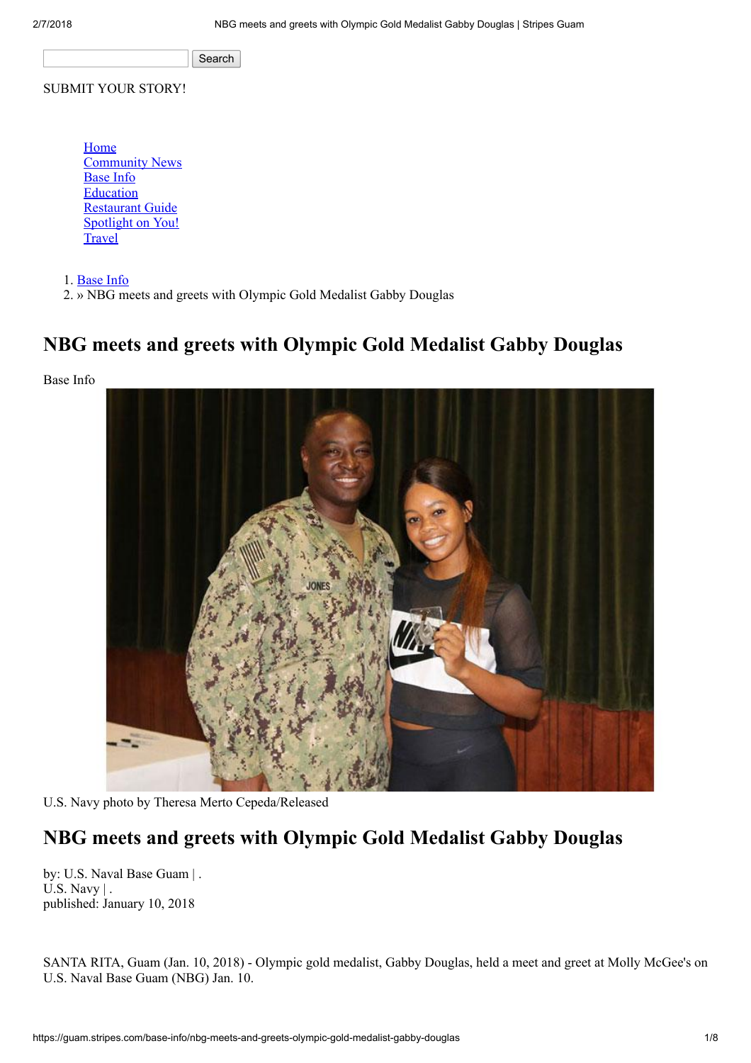Search

SUBMIT YOUR STORY!

- Home
- Community News
- Base Info
- Education
- Restaurant Guide
- Spotlight on You!
- Travel

1. Base Info
2. » NBG meets and greets with Olympic Gold Medalist Gabby Douglas

# NBG meets and greets with Olympic Gold Medalist Gabby Douglas

Base Info

U.S. Navy photo by Theresa Merto Cepeda/Released

## NBG meets and greets with Olympic Gold Medalist Gabby Douglas

by: U.S. Naval Base Guam | .
U.S. Navy | .
published: January 10, 2018

SANTA RITA, Guam (Jan. 10, 2018) - Olympic gold medalist, Gabby Douglas, held a meet and greet at Molly McGee's on U.S. Naval Base Guam (NBG) Jan. 10.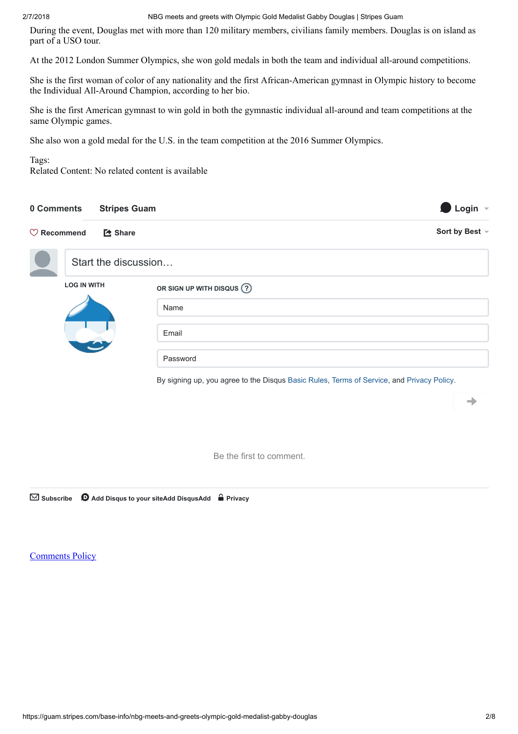During the event, Douglas met with more than 120 military members, civilians family members. Douglas is on island as part of a USO tour.

At the 2012 London Summer Olympics, she won gold medals in both the team and individual all-around competitions.

She is the first woman of color of any nationality and the first African-American gymnast in Olympic history to become the Individual All-Around Champion, according to her bio.

She is the first American gymnast to win gold in both the gymnastic individual all-around and team competitions at the same Olympic games.

She also won a gold medal for the U.S. in the team competition at the 2016 Summer Olympics.

Tags:
Related Content: No related content is available

**0 Comments** **Stripes Guam** **Login**

**Recommend** **Share** **Sort by Best**

Start the discussion…

LOG IN WITH

OR SIGN UP WITH DISQUS

Name

Email

Password

By signing up, you agree to the Disqus Basic Rules, Terms of Service, and Privacy Policy.

Be the first to comment.

**Subscribe** **Add Disqus to your siteAdd DisqusAdd** **Privacy**

Comments Policy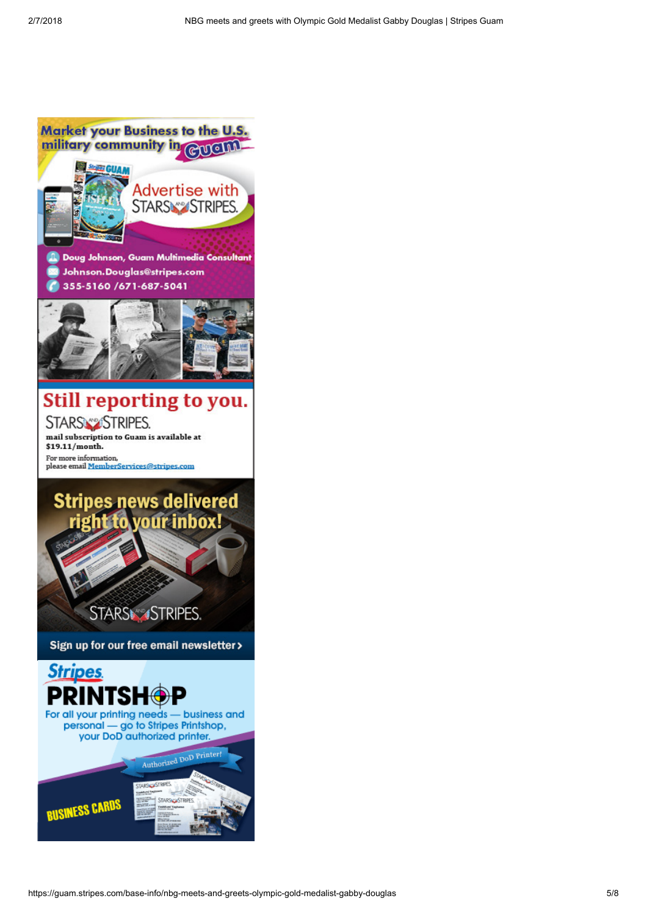Market your Business to the U.S. military community in Guam

Advertise with STARS AND STRIPES.

Doug Johnson, Guam Multimedia Consultant
Johnson.Douglas@stripes.com
355-5160 /671-687-5041

**Still reporting to you.**

STARS AND STRIPES.

mail subscription to Guam is available at **$19.11/month.**

For more information,
please email MemberServices@stripes.com

**Stripes news delivered right to your inbox!**

STARS AND STRIPES.

**Sign up for our free email newsletter >**

Stripes PRINTSHOP

For all your printing needs — business and personal — go to Stripes Printshop, your DoD authorized printer.

Authorized DoD Printer!

BUSINESS CARDS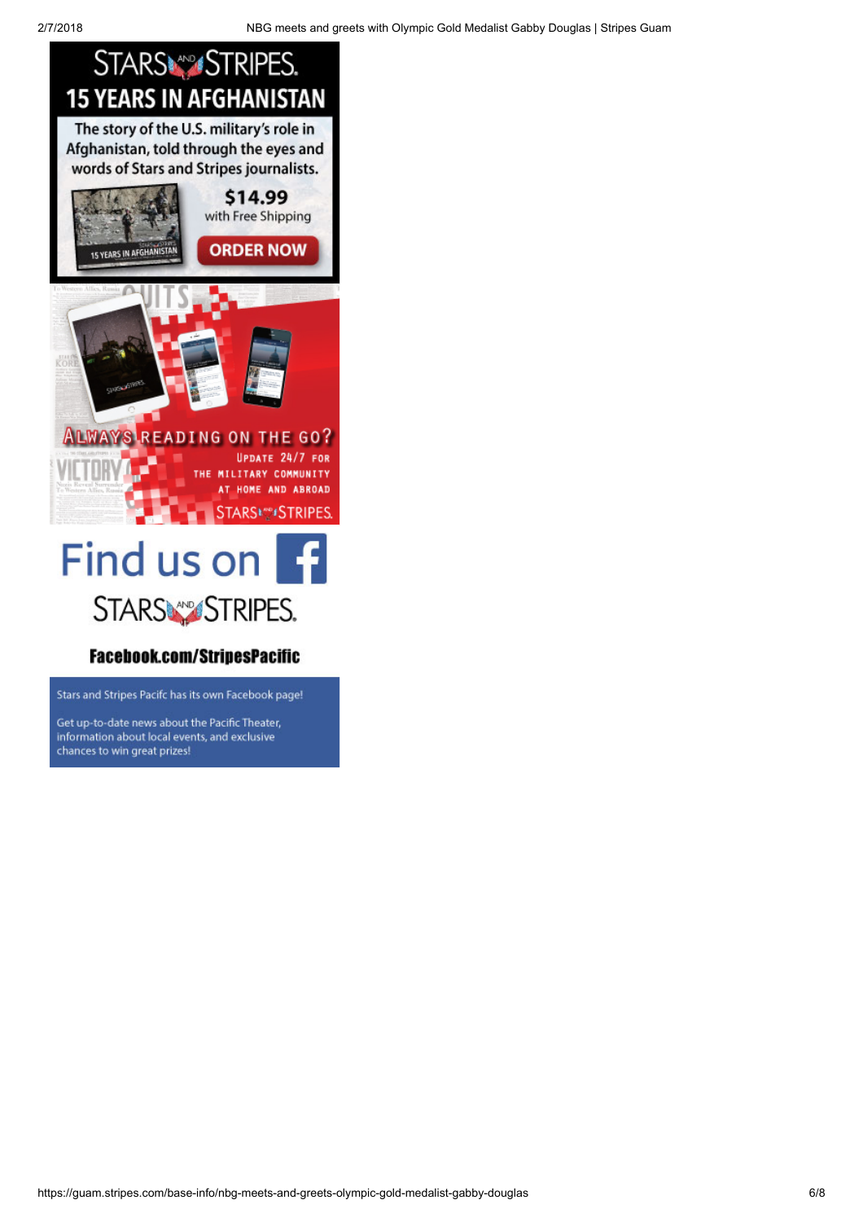STARS AND STRIPES.

# 15 YEARS IN AFGHANISTAN

The story of the U.S. military's role in Afghanistan, told through the eyes and words of Stars and Stripes journalists.

$14.99 with Free Shipping

ORDER NOW

ALWAYS READING ON THE GO?

UPDATE 24/7 FOR THE MILITARY COMMUNITY AT HOME AND ABROAD

STARS AND STRIPES.

Find us on

STARS AND STRIPES.

**Facebook.com/StripesPacific**

Stars and Stripes Pacifc has its own Facebook page!

Get up-to-date news about the Pacific Theater, information about local events, and exclusive chances to win great prizes!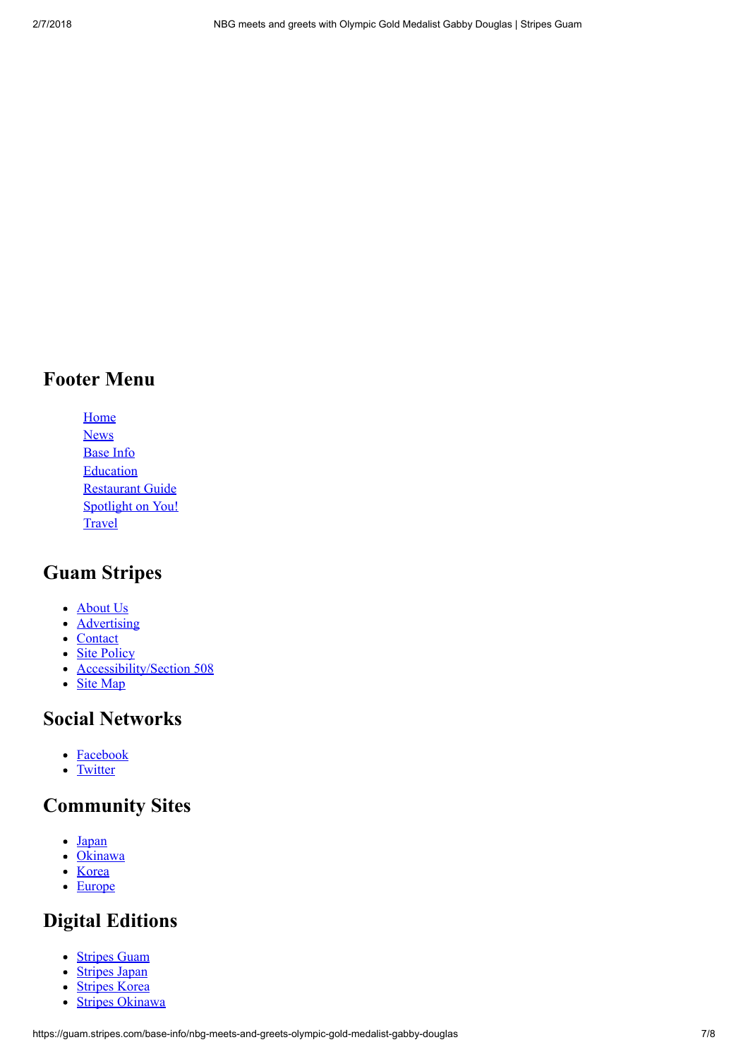## Footer Menu

- Home
- News
- Base Info
- Education
- Restaurant Guide
- Spotlight on You!
- Travel

## Guam Stripes

- About Us
- Advertising
- Contact
- Site Policy
- Accessibility/Section 508
- Site Map

## Social Networks

- Facebook
- Twitter

## Community Sites

- Japan
- Okinawa
- Korea
- Europe

## Digital Editions

- Stripes Guam
- Stripes Japan
- Stripes Korea
- Stripes Okinawa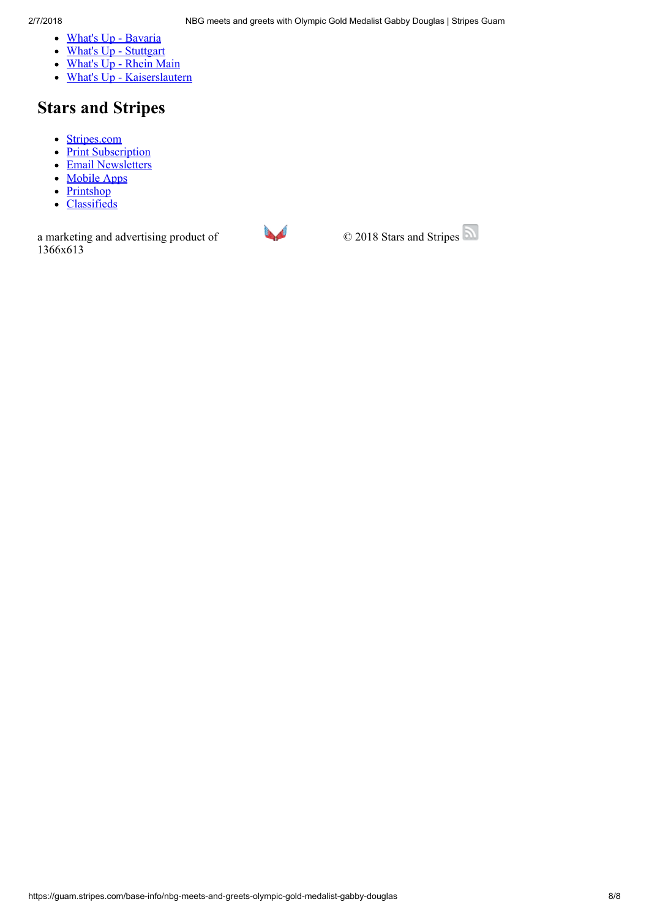- What's Up - Bavaria
- What's Up - Stuttgart
- What's Up - Rhein Main
- What's Up - Kaiserslautern

## Stars and Stripes

- Stripes.com
- Print Subscription
- Email Newsletters
- Mobile Apps
- Printshop
- Classifieds

a marketing and advertising product of
1366x613

© 2018 Stars and Stripes